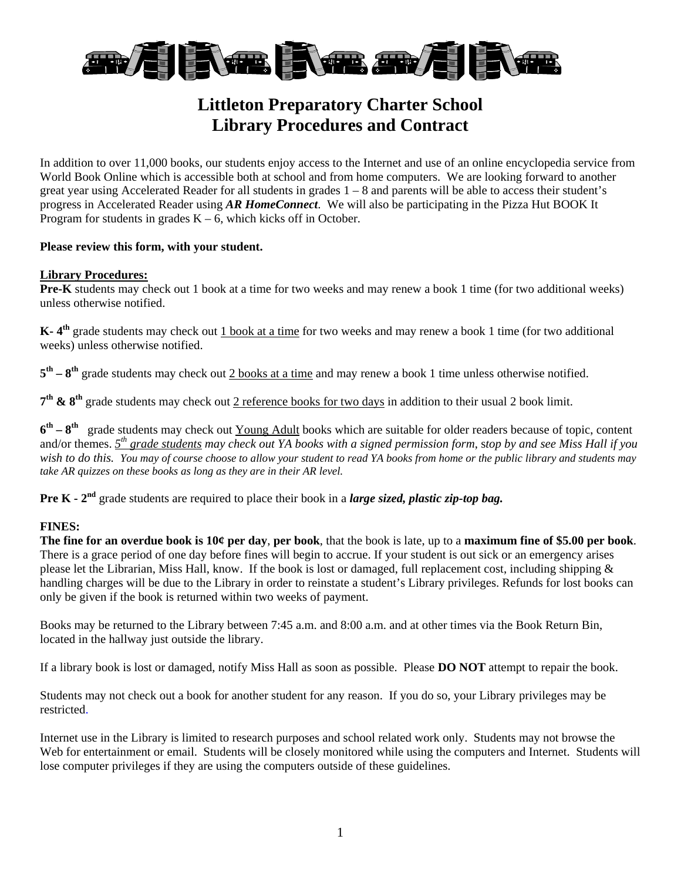# Littleton Preparatory Charter School
# Library Procedures and Contract

In addition to over 11,000 books, our students enjoy access to the Internet and use of an online encyclopedia service from World Book Online which is accessible both at school and from home computers. We are looking forward to another great year using Accelerated Reader for all students in grades 1 – 8 and parents will be able to access their student's progress in Accelerated Reader using ***AR HomeConnect***. We will also be participating in the Pizza Hut BOOK It Program for students in grades K – 6, which kicks off in October.

**Please review this form, with your student.**

<u>**Library Procedures:**</u>

**Pre-K** students may check out 1 book at a time for two weeks and may renew a book 1 time (for two additional weeks) unless otherwise notified.

**K- 4th** grade students may check out <u>1 book at a time</u> for two weeks and may renew a book 1 time (for two additional weeks) unless otherwise notified.

**5th – 8th** grade students may check out <u>2 books at a time</u> and may renew a book 1 time unless otherwise notified.

**7th & 8th** grade students may check out <u>2 reference books for two days</u> in addition to their usual 2 book limit.

**6th – 8th** grade students may check out <u>Young Adult</u> books which are suitable for older readers because of topic, content and/or themes. *<u>5th grade students</u> may check out YA books with a signed permission form, stop by and see Miss Hall if you wish to do this. You may of course choose to allow your student to read YA books from home or the public library and students may take AR quizzes on these books as long as they are in their AR level.*

**Pre K - 2nd** grade students are required to place their book in a ***large sized, plastic zip-top bag.***

**FINES:**

**The fine for an overdue book is 10¢ per day**, **per book**, that the book is late, up to a **maximum fine of $5.00 per book**. There is a grace period of one day before fines will begin to accrue. If your student is out sick or an emergency arises please let the Librarian, Miss Hall, know. If the book is lost or damaged, full replacement cost, including shipping & handling charges will be due to the Library in order to reinstate a student's Library privileges. Refunds for lost books can only be given if the book is returned within two weeks of payment.

Books may be returned to the Library between 7:45 a.m. and 8:00 a.m. and at other times via the Book Return Bin, located in the hallway just outside the library.

If a library book is lost or damaged, notify Miss Hall as soon as possible. Please **DO NOT** attempt to repair the book.

Students may not check out a book for another student for any reason. If you do so, your Library privileges may be restricted.

Internet use in the Library is limited to research purposes and school related work only. Students may not browse the Web for entertainment or email. Students will be closely monitored while using the computers and Internet. Students will lose computer privileges if they are using the computers outside of these guidelines.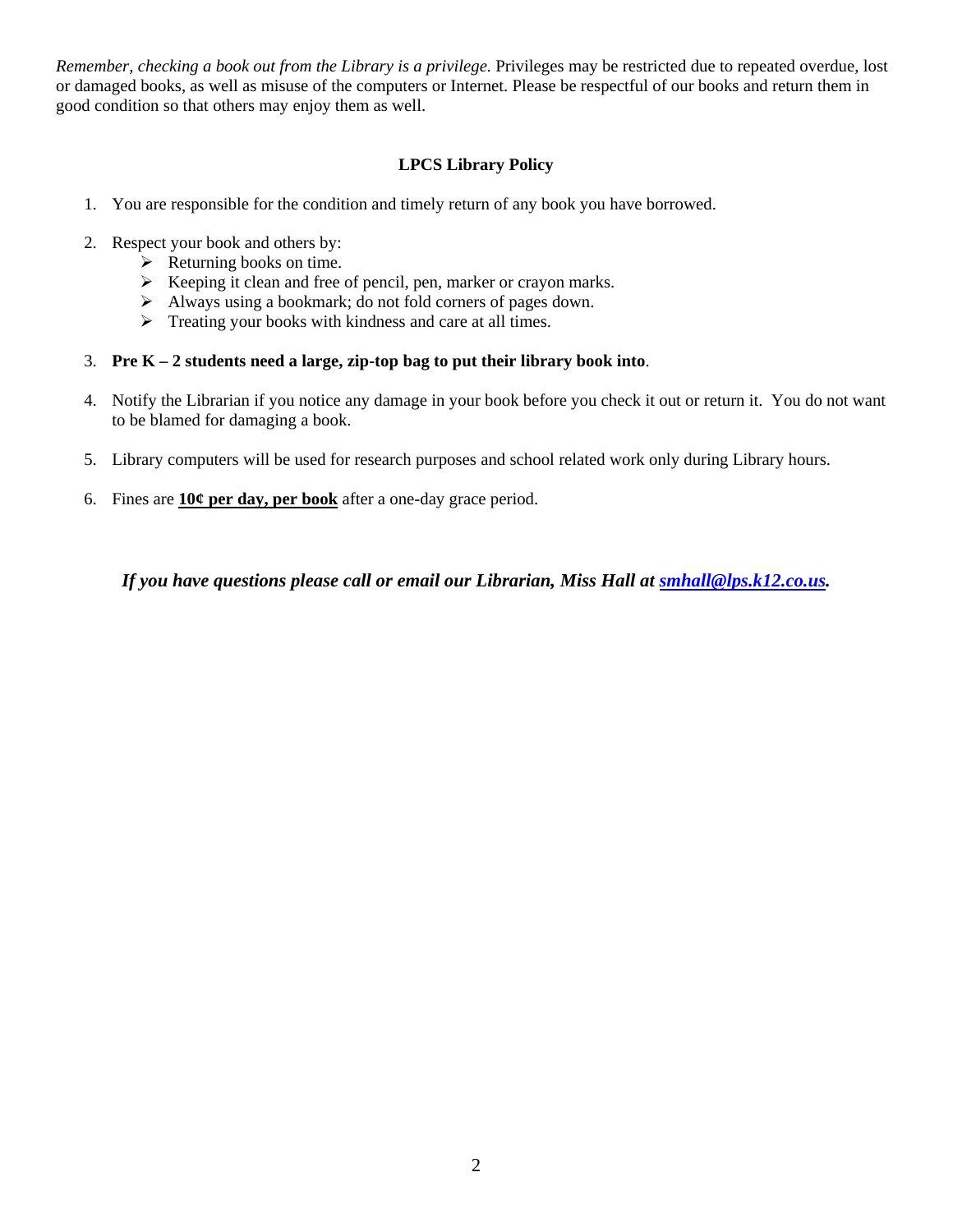*Remember, checking a book out from the Library is a privilege.* Privileges may be restricted due to repeated overdue, lost or damaged books, as well as misuse of the computers or Internet. Please be respectful of our books and return them in good condition so that others may enjoy them as well.

**LPCS Library Policy**

1. You are responsible for the condition and timely return of any book you have borrowed.

2. Respect your book and others by:
   - Returning books on time.
   - Keeping it clean and free of pencil, pen, marker or crayon marks.
   - Always using a bookmark; do not fold corners of pages down.
   - Treating your books with kindness and care at all times.

3. **Pre K – 2 students need a large, zip-top bag to put their library book into**.

4. Notify the Librarian if you notice any damage in your book before you check it out or return it. You do not want to be blamed for damaging a book.

5. Library computers will be used for research purposes and school related work only during Library hours.

6. Fines are **10¢ per day, per book** after a one-day grace period.

***If you have questions please call or email our Librarian, Miss Hall at smhall@lps.k12.co.us.***